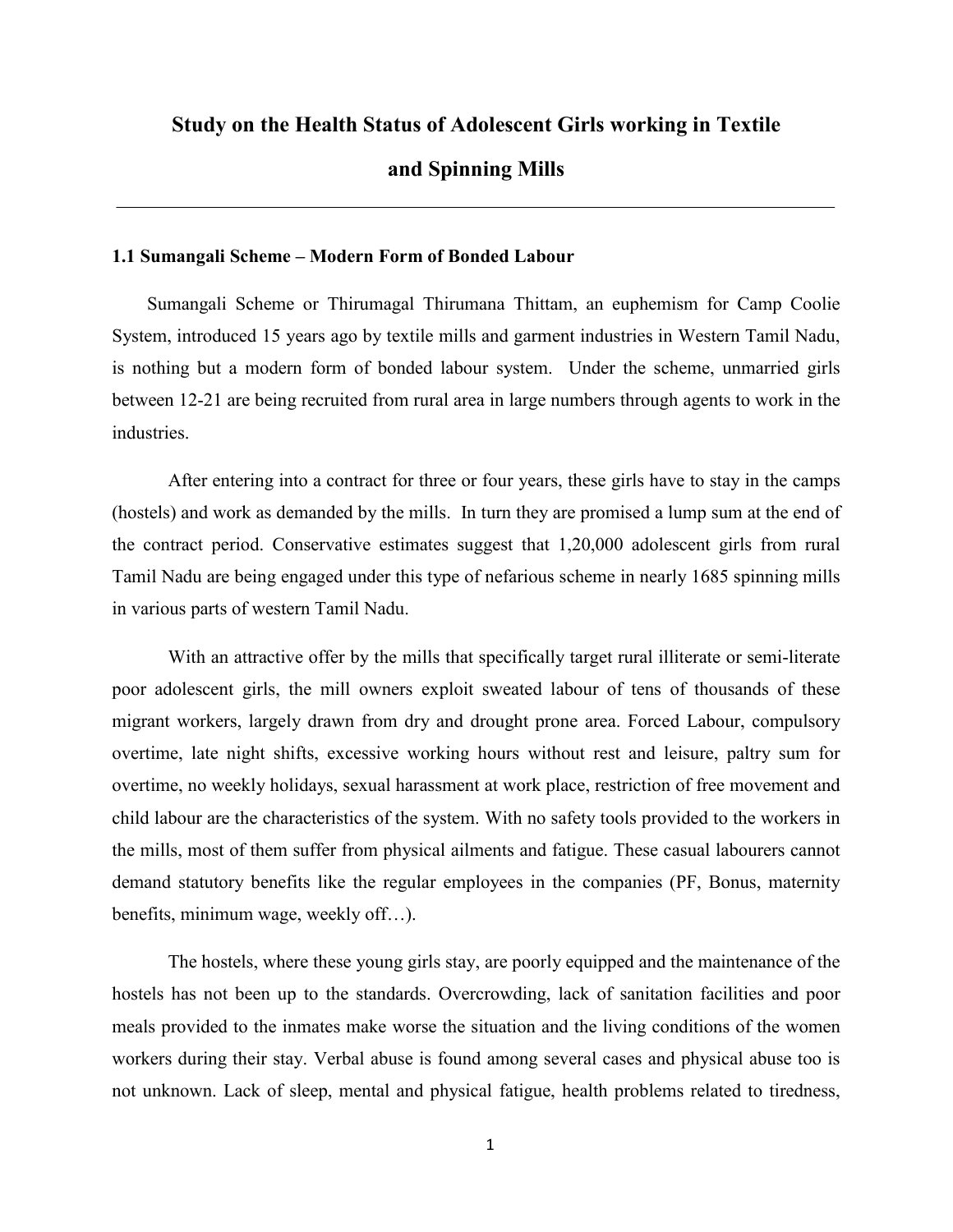# Study on the Health Status of Adolescent Girls working in Textile and Spinning Mills

## 1.1 Sumangali Scheme – Modern Form of Bonded Labour

Sumangali Scheme or Thirumagal Thirumana Thittam, an euphemism for Camp Coolie System, introduced 15 years ago by textile mills and garment industries in Western Tamil Nadu, is nothing but a modern form of bonded labour system. Under the scheme, unmarried girls between 12-21 are being recruited from rural area in large numbers through agents to work in the industries.

After entering into a contract for three or four years, these girls have to stay in the camps (hostels) and work as demanded by the mills. In turn they are promised a lump sum at the end of the contract period. Conservative estimates suggest that 1,20,000 adolescent girls from rural Tamil Nadu are being engaged under this type of nefarious scheme in nearly 1685 spinning mills in various parts of western Tamil Nadu.

With an attractive offer by the mills that specifically target rural illiterate or semi-literate poor adolescent girls, the mill owners exploit sweated labour of tens of thousands of these migrant workers, largely drawn from dry and drought prone area. Forced Labour, compulsory overtime, late night shifts, excessive working hours without rest and leisure, paltry sum for overtime, no weekly holidays, sexual harassment at work place, restriction of free movement and child labour are the characteristics of the system. With no safety tools provided to the workers in the mills, most of them suffer from physical ailments and fatigue. These casual labourers cannot demand statutory benefits like the regular employees in the companies (PF, Bonus, maternity benefits, minimum wage, weekly off…).

The hostels, where these young girls stay, are poorly equipped and the maintenance of the hostels has not been up to the standards. Overcrowding, lack of sanitation facilities and poor meals provided to the inmates make worse the situation and the living conditions of the women workers during their stay. Verbal abuse is found among several cases and physical abuse too is not unknown. Lack of sleep, mental and physical fatigue, health problems related to tiredness,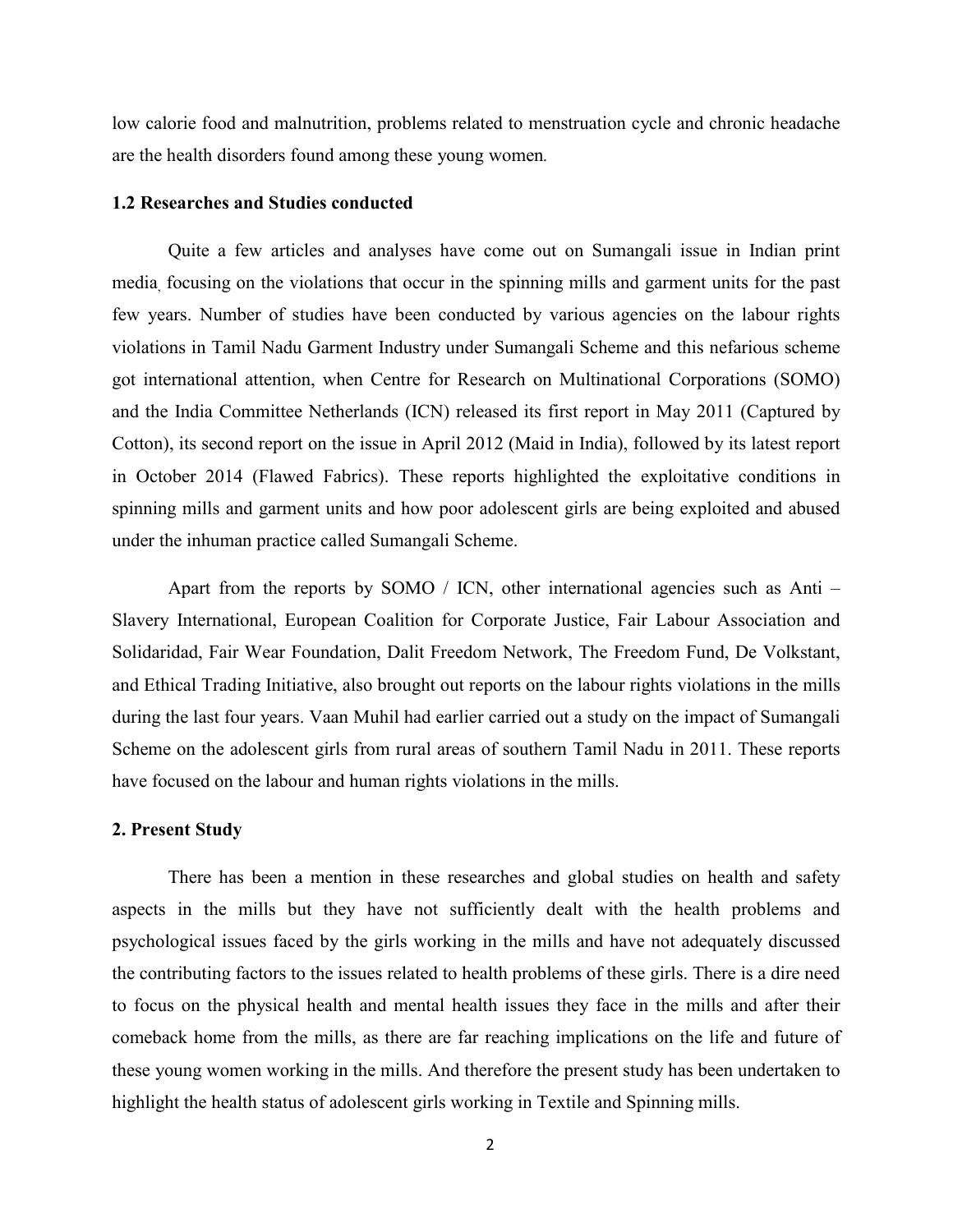low calorie food and malnutrition, problems related to menstruation cycle and chronic headache are the health disorders found among these young women.

### 1.2 Researches and Studies conducted

Quite a few articles and analyses have come out on Sumangali issue in Indian print media, focusing on the violations that occur in the spinning mills and garment units for the past few years. Number of studies have been conducted by various agencies on the labour rights violations in Tamil Nadu Garment Industry under Sumangali Scheme and this nefarious scheme got international attention, when Centre for Research on Multinational Corporations (SOMO) and the India Committee Netherlands (ICN) released its first report in May 2011 (Captured by Cotton), its second report on the issue in April 2012 (Maid in India), followed by its latest report in October 2014 (Flawed Fabrics). These reports highlighted the exploitative conditions in spinning mills and garment units and how poor adolescent girls are being exploited and abused under the inhuman practice called Sumangali Scheme.

Apart from the reports by SOMO / ICN, other international agencies such as Anti – Slavery International, European Coalition for Corporate Justice, Fair Labour Association and Solidaridad, Fair Wear Foundation, Dalit Freedom Network, The Freedom Fund, De Volkstant, and Ethical Trading Initiative, also brought out reports on the labour rights violations in the mills during the last four years. Vaan Muhil had earlier carried out a study on the impact of Sumangali Scheme on the adolescent girls from rural areas of southern Tamil Nadu in 2011. These reports have focused on the labour and human rights violations in the mills.

## 2. Present Study

There has been a mention in these researches and global studies on health and safety aspects in the mills but they have not sufficiently dealt with the health problems and psychological issues faced by the girls working in the mills and have not adequately discussed the contributing factors to the issues related to health problems of these girls. There is a dire need to focus on the physical health and mental health issues they face in the mills and after their comeback home from the mills, as there are far reaching implications on the life and future of these young women working in the mills. And therefore the present study has been undertaken to highlight the health status of adolescent girls working in Textile and Spinning mills.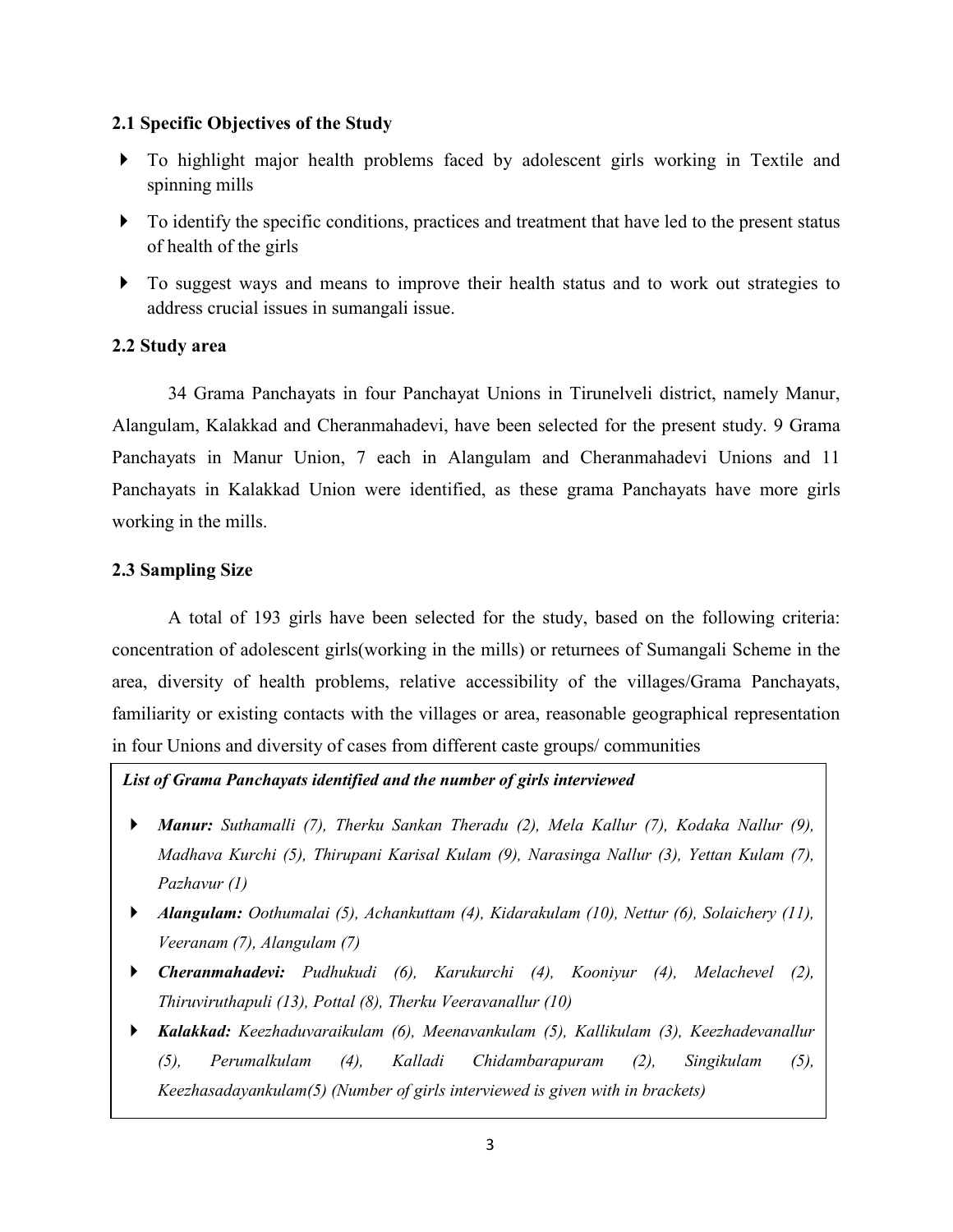### 2.1 Specific Objectives of the Study

- To highlight major health problems faced by adolescent girls working in Textile and spinning mills
- To identify the specific conditions, practices and treatment that have led to the present status of health of the girls
- To suggest ways and means to improve their health status and to work out strategies to address crucial issues in sumangali issue.

### 2.2 Study area

34 Grama Panchayats in four Panchayat Unions in Tirunelveli district, namely Manur, Alangulam, Kalakkad and Cheranmahadevi, have been selected for the present study. 9 Grama Panchayats in Manur Union, 7 each in Alangulam and Cheranmahadevi Unions and 11 Panchayats in Kalakkad Union were identified, as these grama Panchayats have more girls working in the mills.

### 2.3 Sampling Size

A total of 193 girls have been selected for the study, based on the following criteria: concentration of adolescent girls(working in the mills) or returnees of Sumangali Scheme in the area, diversity of health problems, relative accessibility of the villages/Grama Panchayats, familiarity or existing contacts with the villages or area, reasonable geographical representation in four Unions and diversity of cases from different caste groups/ communities

***List of Grama Panchayats identified and the number of girls interviewed***

- ***Manur:*** *Suthamalli (7), Therku Sankan Theradu (2), Mela Kallur (7), Kodaka Nallur (9), Madhava Kurchi (5), Thirupani Karisal Kulam (9), Narasinga Nallur (3), Yettan Kulam (7), Pazhavur (1)*
- ***Alangulam:*** *Oothumalai (5), Achankuttam (4), Kidarakulam (10), Nettur (6), Solaichery (11), Veeranam (7), Alangulam (7)*
- ***Cheranmahadevi:*** *Pudhukudi (6), Karukurchi (4), Kooniyur (4), Melachevel (2), Thiruviruthapuli (13), Pottal (8), Therku Veeravanallur (10)*
- ***Kalakkad:*** *Keezhaduvaraikulam (6), Meenavankulam (5), Kallikulam (3), Keezhadevanallur (5), Perumalkulam (4), Kalladi Chidambarapuram (2), Singikulam (5), Keezhasadayankulam(5) (Number of girls interviewed is given with in brackets)*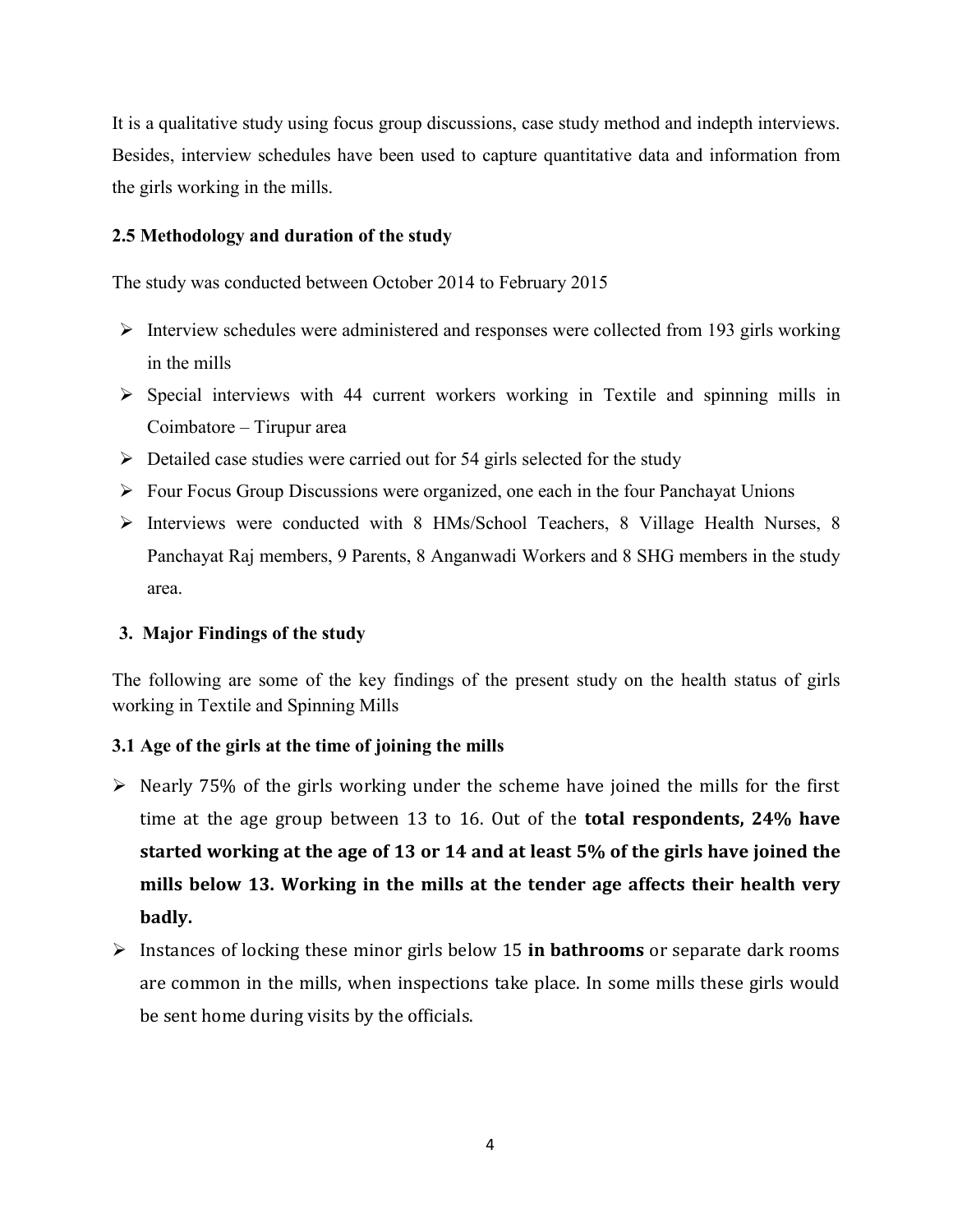It is a qualitative study using focus group discussions, case study method and indepth interviews. Besides, interview schedules have been used to capture quantitative data and information from the girls working in the mills.

### 2.5 Methodology and duration of the study

The study was conducted between October 2014 to February 2015

- Interview schedules were administered and responses were collected from 193 girls working in the mills
- Special interviews with 44 current workers working in Textile and spinning mills in Coimbatore – Tirupur area
- Detailed case studies were carried out for 54 girls selected for the study
- Four Focus Group Discussions were organized, one each in the four Panchayat Unions
- Interviews were conducted with 8 HMs/School Teachers, 8 Village Health Nurses, 8 Panchayat Raj members, 9 Parents, 8 Anganwadi Workers and 8 SHG members in the study area.

## 3. Major Findings of the study

The following are some of the key findings of the present study on the health status of girls working in Textile and Spinning Mills

### 3.1 Age of the girls at the time of joining the mills

- Nearly 75% of the girls working under the scheme have joined the mills for the first time at the age group between 13 to 16. Out of the **total respondents, 24% have started working at the age of 13 or 14 and at least 5% of the girls have joined the mills below 13. Working in the mills at the tender age affects their health very badly.**
- Instances of locking these minor girls below 15 **in bathrooms** or separate dark rooms are common in the mills, when inspections take place. In some mills these girls would be sent home during visits by the officials.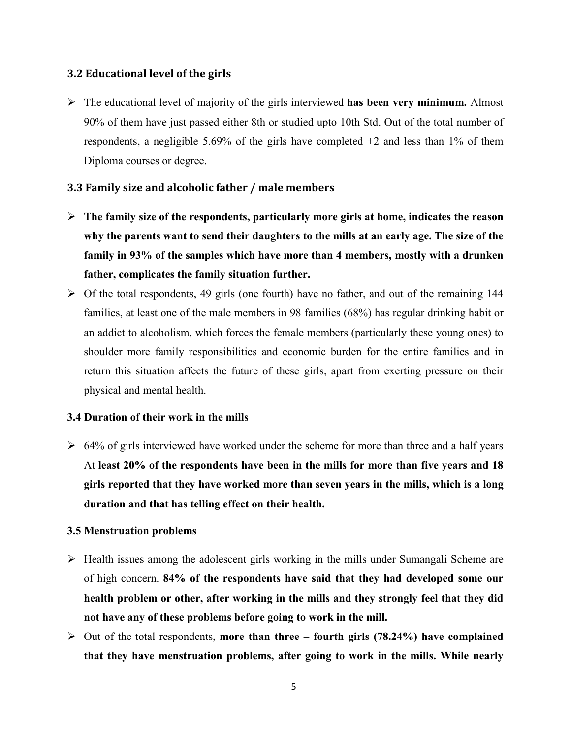### 3.2 Educational level of the girls

- The educational level of majority of the girls interviewed **has been very minimum.** Almost 90% of them have just passed either 8th or studied upto 10th Std. Out of the total number of respondents, a negligible 5.69% of the girls have completed +2 and less than 1% of them Diploma courses or degree.

### 3.3 Family size and alcoholic father / male members

- **The family size of the respondents, particularly more girls at home, indicates the reason why the parents want to send their daughters to the mills at an early age. The size of the family in 93% of the samples which have more than 4 members, mostly with a drunken father, complicates the family situation further.**
- Of the total respondents, 49 girls (one fourth) have no father, and out of the remaining 144 families, at least one of the male members in 98 families (68%) has regular drinking habit or an addict to alcoholism, which forces the female members (particularly these young ones) to shoulder more family responsibilities and economic burden for the entire families and in return this situation affects the future of these girls, apart from exerting pressure on their physical and mental health.

### 3.4 Duration of their work in the mills

- 64% of girls interviewed have worked under the scheme for more than three and a half years At **least 20% of the respondents have been in the mills for more than five years and 18 girls reported that they have worked more than seven years in the mills, which is a long duration and that has telling effect on their health.**

### 3.5 Menstruation problems

- Health issues among the adolescent girls working in the mills under Sumangali Scheme are of high concern. **84% of the respondents have said that they had developed some our health problem or other, after working in the mills and they strongly feel that they did not have any of these problems before going to work in the mill.**
- Out of the total respondents, **more than three – fourth girls (78.24%) have complained that they have menstruation problems, after going to work in the mills. While nearly**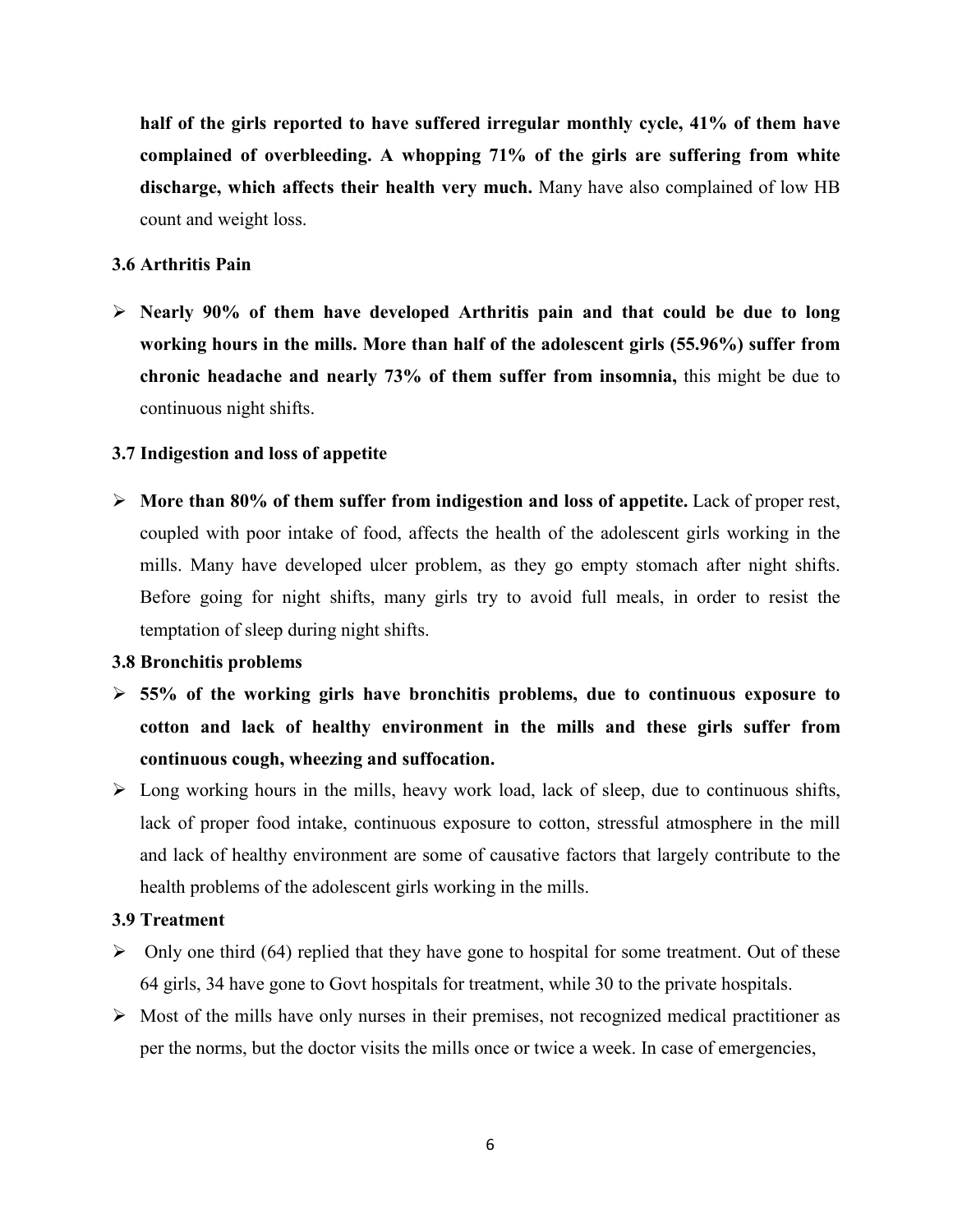**half of the girls reported to have suffered irregular monthly cycle, 41% of them have complained of overbleeding. A whopping 71% of the girls are suffering from white discharge, which affects their health very much.** Many have also complained of low HB count and weight loss.

### 3.6 Arthritis Pain

- **Nearly 90% of them have developed Arthritis pain and that could be due to long working hours in the mills. More than half of the adolescent girls (55.96%) suffer from chronic headache and nearly 73% of them suffer from insomnia,** this might be due to continuous night shifts.

### 3.7 Indigestion and loss of appetite

- **More than 80% of them suffer from indigestion and loss of appetite.** Lack of proper rest, coupled with poor intake of food, affects the health of the adolescent girls working in the mills. Many have developed ulcer problem, as they go empty stomach after night shifts. Before going for night shifts, many girls try to avoid full meals, in order to resist the temptation of sleep during night shifts.

### 3.8 Bronchitis problems

- **55% of the working girls have bronchitis problems, due to continuous exposure to cotton and lack of healthy environment in the mills and these girls suffer from continuous cough, wheezing and suffocation.**
- Long working hours in the mills, heavy work load, lack of sleep, due to continuous shifts, lack of proper food intake, continuous exposure to cotton, stressful atmosphere in the mill and lack of healthy environment are some of causative factors that largely contribute to the health problems of the adolescent girls working in the mills.

### 3.9 Treatment

- Only one third (64) replied that they have gone to hospital for some treatment. Out of these 64 girls, 34 have gone to Govt hospitals for treatment, while 30 to the private hospitals.
- Most of the mills have only nurses in their premises, not recognized medical practitioner as per the norms, but the doctor visits the mills once or twice a week. In case of emergencies,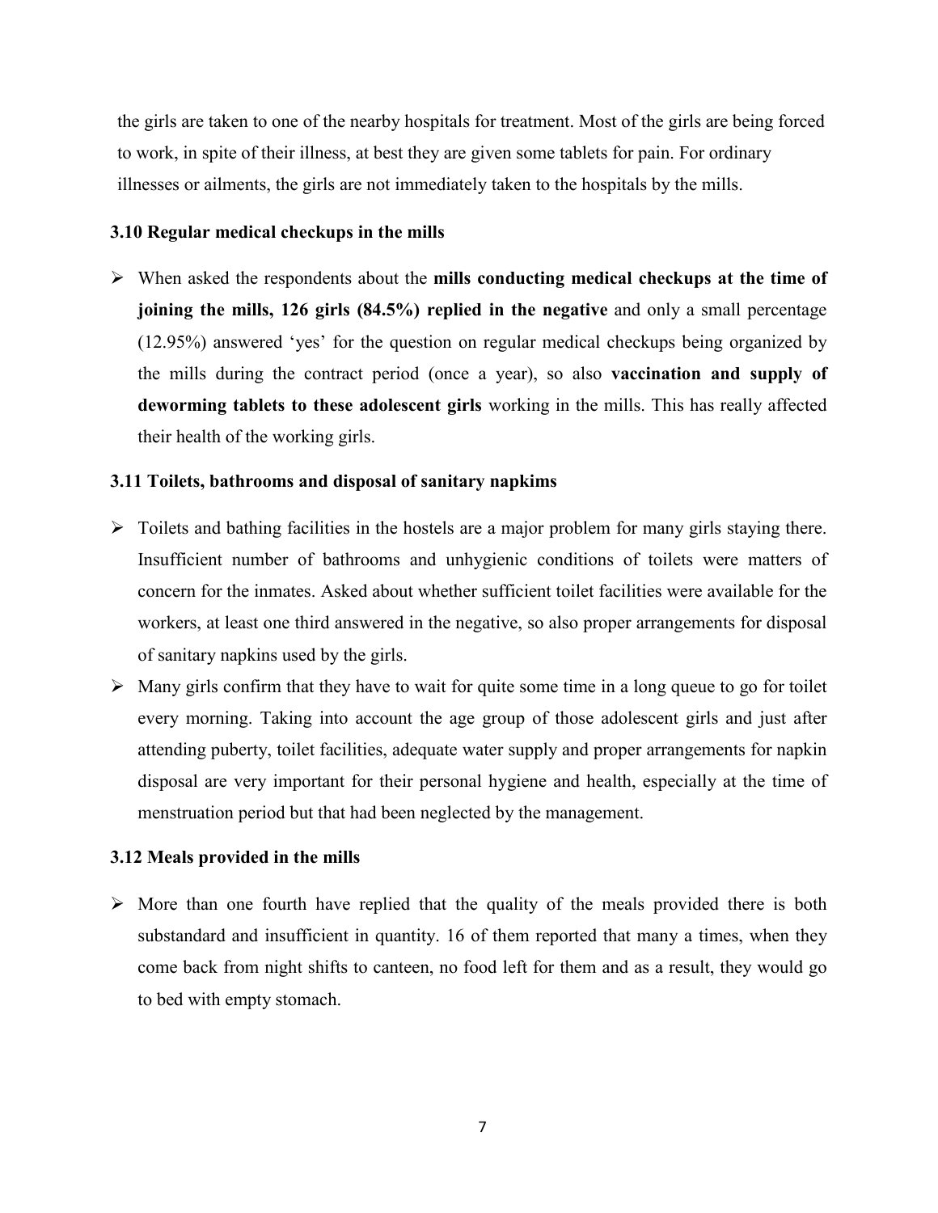the girls are taken to one of the nearby hospitals for treatment. Most of the girls are being forced to work, in spite of their illness, at best they are given some tablets for pain. For ordinary illnesses or ailments, the girls are not immediately taken to the hospitals by the mills.

### 3.10 Regular medical checkups in the mills

- When asked the respondents about the **mills conducting medical checkups at the time of joining the mills, 126 girls (84.5%) replied in the negative** and only a small percentage (12.95%) answered 'yes' for the question on regular medical checkups being organized by the mills during the contract period (once a year), so also **vaccination and supply of deworming tablets to these adolescent girls** working in the mills. This has really affected their health of the working girls.

### 3.11 Toilets, bathrooms and disposal of sanitary napkims

- Toilets and bathing facilities in the hostels are a major problem for many girls staying there. Insufficient number of bathrooms and unhygienic conditions of toilets were matters of concern for the inmates. Asked about whether sufficient toilet facilities were available for the workers, at least one third answered in the negative, so also proper arrangements for disposal of sanitary napkins used by the girls.
- Many girls confirm that they have to wait for quite some time in a long queue to go for toilet every morning. Taking into account the age group of those adolescent girls and just after attending puberty, toilet facilities, adequate water supply and proper arrangements for napkin disposal are very important for their personal hygiene and health, especially at the time of menstruation period but that had been neglected by the management.

### 3.12 Meals provided in the mills

- More than one fourth have replied that the quality of the meals provided there is both substandard and insufficient in quantity. 16 of them reported that many a times, when they come back from night shifts to canteen, no food left for them and as a result, they would go to bed with empty stomach.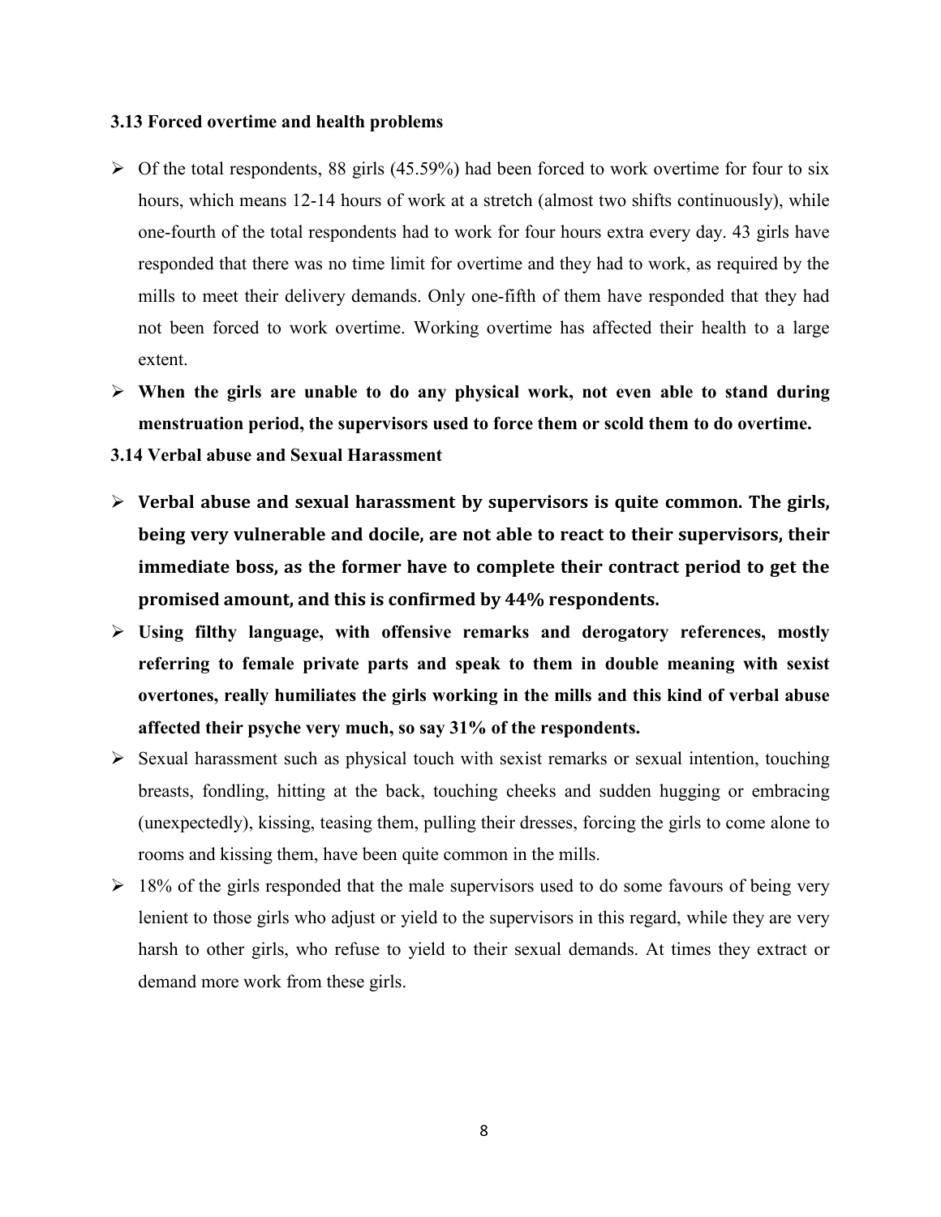### 3.13 Forced overtime and health problems

- Of the total respondents, 88 girls (45.59%) had been forced to work overtime for four to six hours, which means 12-14 hours of work at a stretch (almost two shifts continuously), while one-fourth of the total respondents had to work for four hours extra every day. 43 girls have responded that there was no time limit for overtime and they had to work, as required by the mills to meet their delivery demands. Only one-fifth of them have responded that they had not been forced to work overtime. Working overtime has affected their health to a large extent.
- **When the girls are unable to do any physical work, not even able to stand during menstruation period, the supervisors used to force them or scold them to do overtime.**

### 3.14 Verbal abuse and Sexual Harassment

- **Verbal abuse and sexual harassment by supervisors is quite common. The girls, being very vulnerable and docile, are not able to react to their supervisors, their immediate boss, as the former have to complete their contract period to get the promised amount, and this is confirmed by 44% respondents.**
- **Using filthy language, with offensive remarks and derogatory references, mostly referring to female private parts and speak to them in double meaning with sexist overtones, really humiliates the girls working in the mills and this kind of verbal abuse affected their psyche very much, so say 31% of the respondents.**
- Sexual harassment such as physical touch with sexist remarks or sexual intention, touching breasts, fondling, hitting at the back, touching cheeks and sudden hugging or embracing (unexpectedly), kissing, teasing them, pulling their dresses, forcing the girls to come alone to rooms and kissing them, have been quite common in the mills.
- 18% of the girls responded that the male supervisors used to do some favours of being very lenient to those girls who adjust or yield to the supervisors in this regard, while they are very harsh to other girls, who refuse to yield to their sexual demands. At times they extract or demand more work from these girls.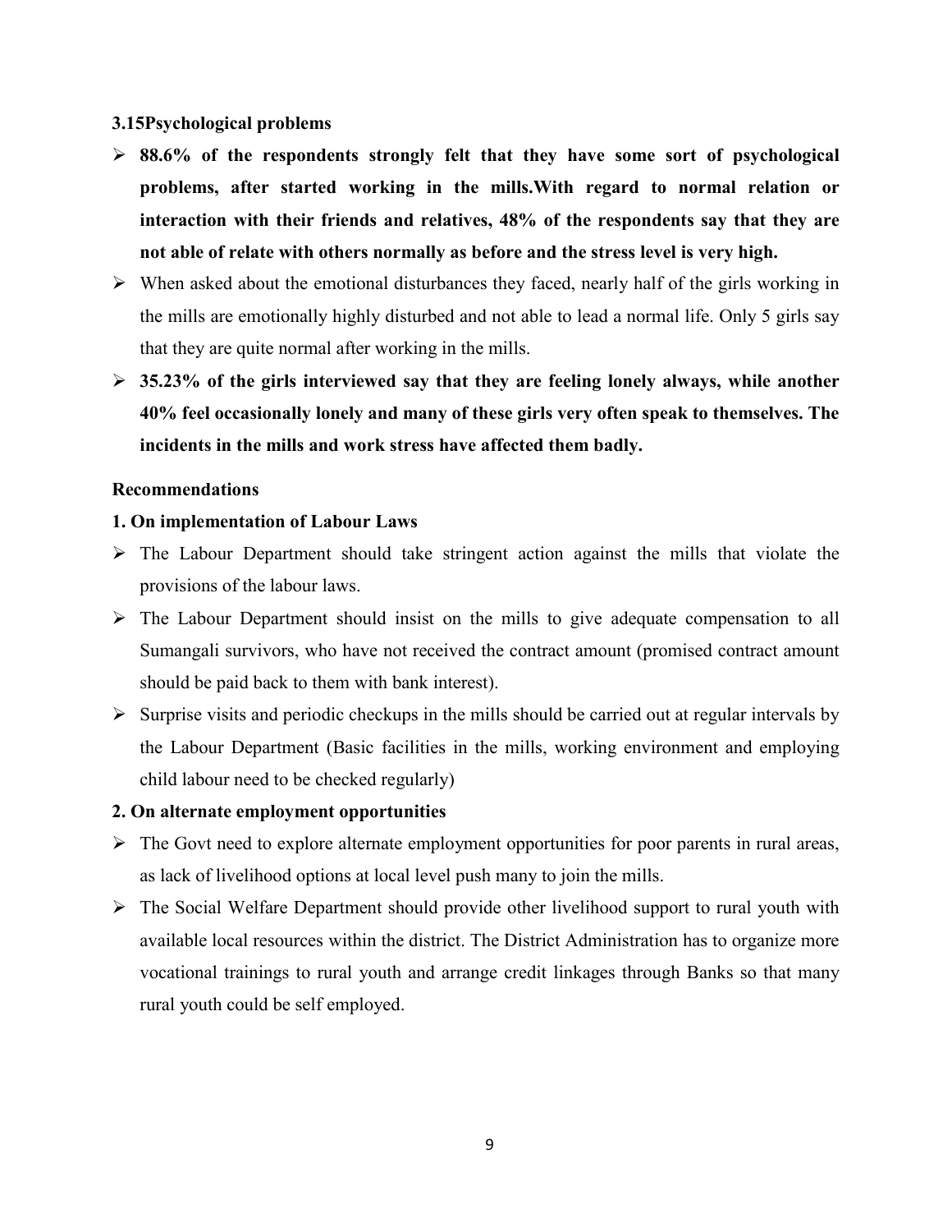### 3.15Psychological problems

- **88.6% of the respondents strongly felt that they have some sort of psychological problems, after started working in the mills.With regard to normal relation or interaction with their friends and relatives, 48% of the respondents say that they are not able of relate with others normally as before and the stress level is very high.**
- When asked about the emotional disturbances they faced, nearly half of the girls working in the mills are emotionally highly disturbed and not able to lead a normal life. Only 5 girls say that they are quite normal after working in the mills.
- **35.23% of the girls interviewed say that they are feeling lonely always, while another 40% feel occasionally lonely and many of these girls very often speak to themselves. The incidents in the mills and work stress have affected them badly.**

### Recommendations

#### 1. On implementation of Labour Laws

- The Labour Department should take stringent action against the mills that violate the provisions of the labour laws.
- The Labour Department should insist on the mills to give adequate compensation to all Sumangali survivors, who have not received the contract amount (promised contract amount should be paid back to them with bank interest).
- Surprise visits and periodic checkups in the mills should be carried out at regular intervals by the Labour Department (Basic facilities in the mills, working environment and employing child labour need to be checked regularly)

#### 2. On alternate employment opportunities

- The Govt need to explore alternate employment opportunities for poor parents in rural areas, as lack of livelihood options at local level push many to join the mills.
- The Social Welfare Department should provide other livelihood support to rural youth with available local resources within the district. The District Administration has to organize more vocational trainings to rural youth and arrange credit linkages through Banks so that many rural youth could be self employed.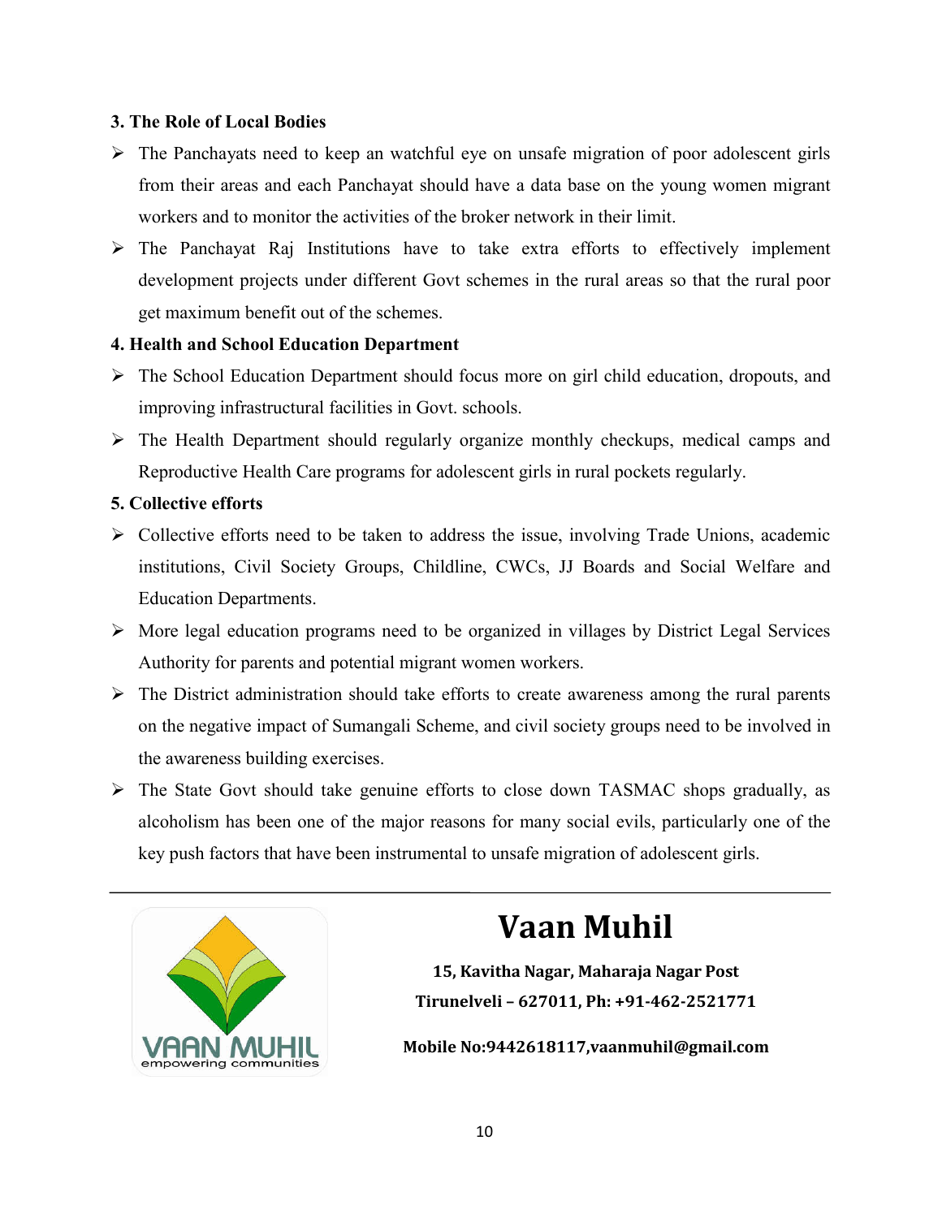**3. The Role of Local Bodies**

- The Panchayats need to keep an watchful eye on unsafe migration of poor adolescent girls from their areas and each Panchayat should have a data base on the young women migrant workers and to monitor the activities of the broker network in their limit.
- The Panchayat Raj Institutions have to take extra efforts to effectively implement development projects under different Govt schemes in the rural areas so that the rural poor get maximum benefit out of the schemes.

**4. Health and School Education Department**

- The School Education Department should focus more on girl child education, dropouts, and improving infrastructural facilities in Govt. schools.
- The Health Department should regularly organize monthly checkups, medical camps and Reproductive Health Care programs for adolescent girls in rural pockets regularly.

**5. Collective efforts**

- Collective efforts need to be taken to address the issue, involving Trade Unions, academic institutions, Civil Society Groups, Childline, CWCs, JJ Boards and Social Welfare and Education Departments.
- More legal education programs need to be organized in villages by District Legal Services Authority for parents and potential migrant women workers.
- The District administration should take efforts to create awareness among the rural parents on the negative impact of Sumangali Scheme, and civil society groups need to be involved in the awareness building exercises.
- The State Govt should take genuine efforts to close down TASMAC shops gradually, as alcoholism has been one of the major reasons for many social evils, particularly one of the key push factors that have been instrumental to unsafe migration of adolescent girls.

---

VAAN MUHIL
empowering communities

# Vaan Muhil

**15, Kavitha Nagar, Maharaja Nagar Post**

**Tirunelveli – 627011, Ph: +91-462-2521771**

**Mobile No:9442618117,vaanmuhil@gmail.com**